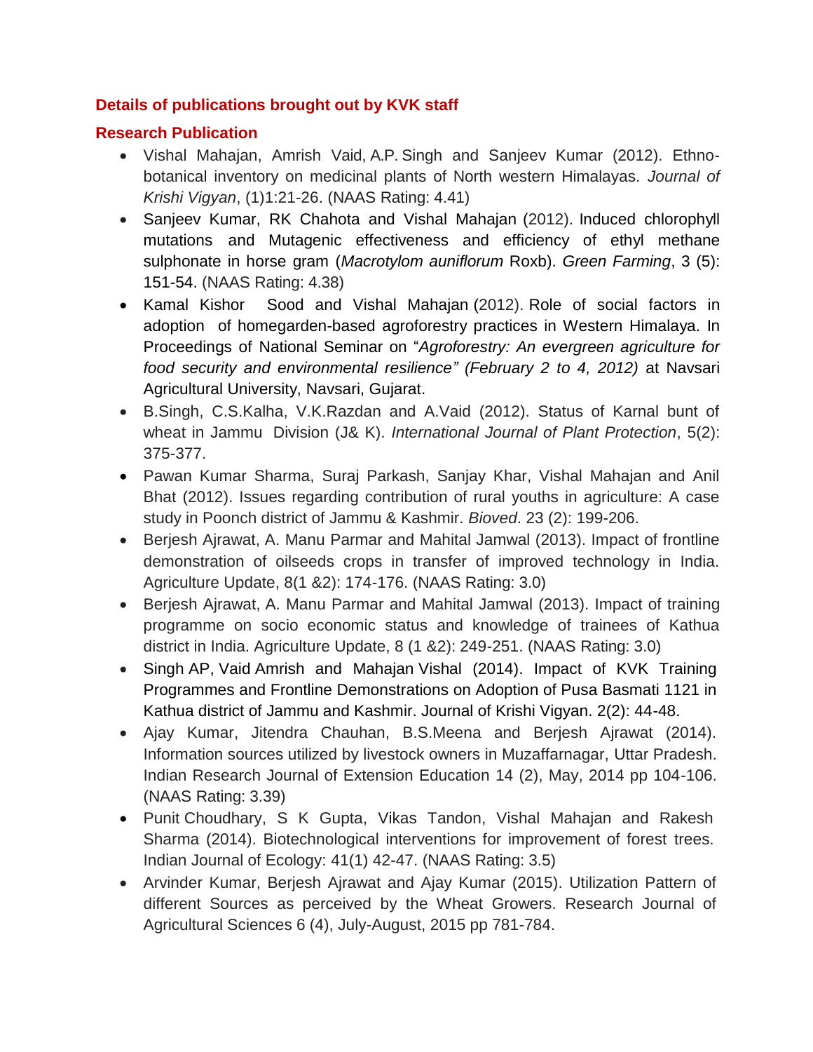## Details of publications brought out by KVK staff

### Research Publication

- Vishal Mahajan, Amrish Vaid, A.P. Singh and Sanjeev Kumar (2012). Ethno-botanical inventory on medicinal plants of North western Himalayas. *Journal of Krishi Vigyan*, (1)1:21-26. (NAAS Rating: 4.41)
- Sanjeev Kumar, RK Chahota and Vishal Mahajan (2012). Induced chlorophyll mutations and Mutagenic effectiveness and efficiency of ethyl methane sulphonate in horse gram (*Macrotylom auniflorum* Roxb). *Green Farming*, 3 (5): 151-54. (NAAS Rating: 4.38)
- Kamal Kishor Sood and Vishal Mahajan (2012). Role of social factors in adoption of homegarden-based agroforestry practices in Western Himalaya. In Proceedings of National Seminar on "*Agroforestry: An evergreen agriculture for food security and environmental resilience" (February 2 to 4, 2012)* at Navsari Agricultural University, Navsari, Gujarat.
- B.Singh, C.S.Kalha, V.K.Razdan and A.Vaid (2012). Status of Karnal bunt of wheat in Jammu Division (J& K). *International Journal of Plant Protection*, 5(2): 375-377.
- Pawan Kumar Sharma, Suraj Parkash, Sanjay Khar, Vishal Mahajan and Anil Bhat (2012). Issues regarding contribution of rural youths in agriculture: A case study in Poonch district of Jammu & Kashmir. *Bioved*. 23 (2): 199-206.
- Berjesh Ajrawat, A. Manu Parmar and Mahital Jamwal (2013). Impact of frontline demonstration of oilseeds crops in transfer of improved technology in India. Agriculture Update, 8(1 &2): 174-176. (NAAS Rating: 3.0)
- Berjesh Ajrawat, A. Manu Parmar and Mahital Jamwal (2013). Impact of training programme on socio economic status and knowledge of trainees of Kathua district in India. Agriculture Update, 8 (1 &2): 249-251. (NAAS Rating: 3.0)
- Singh AP, Vaid Amrish and Mahajan Vishal (2014). Impact of KVK Training Programmes and Frontline Demonstrations on Adoption of Pusa Basmati 1121 in Kathua district of Jammu and Kashmir. Journal of Krishi Vigyan. 2(2): 44-48.
- Ajay Kumar, Jitendra Chauhan, B.S.Meena and Berjesh Ajrawat (2014). Information sources utilized by livestock owners in Muzaffarnagar, Uttar Pradesh. Indian Research Journal of Extension Education 14 (2), May, 2014 pp 104-106. (NAAS Rating: 3.39)
- Punit Choudhary, S K Gupta, Vikas Tandon, Vishal Mahajan and Rakesh Sharma (2014). Biotechnological interventions for improvement of forest trees. Indian Journal of Ecology: 41(1) 42-47. (NAAS Rating: 3.5)
- Arvinder Kumar, Berjesh Ajrawat and Ajay Kumar (2015). Utilization Pattern of different Sources as perceived by the Wheat Growers. Research Journal of Agricultural Sciences 6 (4), July-August, 2015 pp 781-784.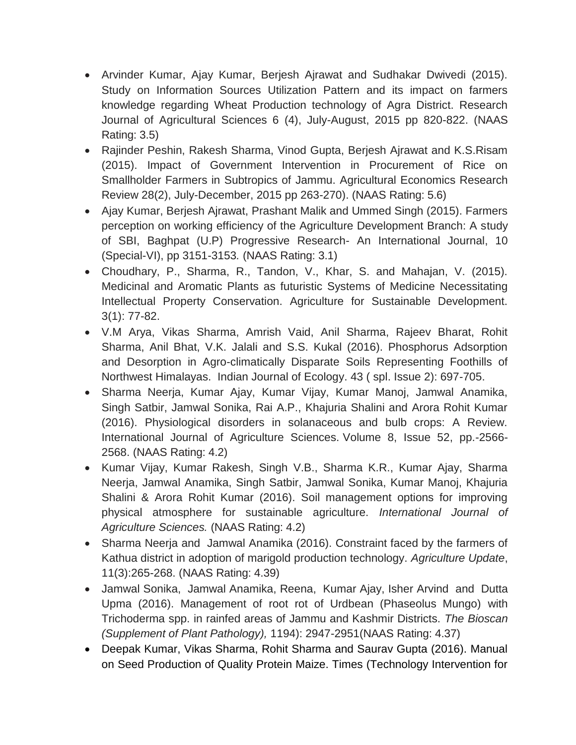- Arvinder Kumar, Ajay Kumar, Berjesh Ajrawat and Sudhakar Dwivedi (2015). Study on Information Sources Utilization Pattern and its impact on farmers knowledge regarding Wheat Production technology of Agra District. Research Journal of Agricultural Sciences 6 (4), July-August, 2015 pp 820-822. (NAAS Rating: 3.5)
- Rajinder Peshin, Rakesh Sharma, Vinod Gupta, Berjesh Ajrawat and K.S.Risam (2015). Impact of Government Intervention in Procurement of Rice on Smallholder Farmers in Subtropics of Jammu. Agricultural Economics Research Review 28(2), July-December, 2015 pp 263-270). (NAAS Rating: 5.6)
- Ajay Kumar, Berjesh Ajrawat, Prashant Malik and Ummed Singh (2015). Farmers perception on working efficiency of the Agriculture Development Branch: A study of SBI, Baghpat (U.P) Progressive Research- An International Journal, 10 (Special-VI), pp 3151-3153*.* (NAAS Rating: 3.1)
- Choudhary, P., Sharma, R., Tandon, V., Khar, S. and Mahajan, V. (2015). Medicinal and Aromatic Plants as futuristic Systems of Medicine Necessitating Intellectual Property Conservation. Agriculture for Sustainable Development. 3(1): 77-82.
- V.M Arya, Vikas Sharma, Amrish Vaid, Anil Sharma, Rajeev Bharat, Rohit Sharma, Anil Bhat, V.K. Jalali and S.S. Kukal (2016). Phosphorus Adsorption and Desorption in Agro-climatically Disparate Soils Representing Foothills of Northwest Himalayas. Indian Journal of Ecology. 43 ( spl. Issue 2): 697-705.
- Sharma Neerja, Kumar Ajay, Kumar Vijay, Kumar Manoj, Jamwal Anamika, Singh Satbir, Jamwal Sonika, Rai A.P., Khajuria Shalini and Arora Rohit Kumar (2016). Physiological disorders in solanaceous and bulb crops: A Review. International Journal of Agriculture Sciences. Volume 8, Issue 52, pp.-2566-2568. (NAAS Rating: 4.2)
- Kumar Vijay, Kumar Rakesh, Singh V.B., Sharma K.R., Kumar Ajay, Sharma Neerja, Jamwal Anamika, Singh Satbir, Jamwal Sonika, Kumar Manoj, Khajuria Shalini & Arora Rohit Kumar (2016). Soil management options for improving physical atmosphere for sustainable agriculture. *International Journal of Agriculture Sciences.* (NAAS Rating: 4.2)
- Sharma Neerja and Jamwal Anamika (2016). Constraint faced by the farmers of Kathua district in adoption of marigold production technology. *Agriculture Update*, 11(3):265-268. (NAAS Rating: 4.39)
- Jamwal Sonika, Jamwal Anamika, Reena, Kumar Ajay, Isher Arvind and Dutta Upma (2016). Management of root rot of Urdbean (Phaseolus Mungo) with Trichoderma spp. in rainfed areas of Jammu and Kashmir Districts. *The Bioscan (Supplement of Plant Pathology),* 1194): 2947-2951(NAAS Rating: 4.37)
- Deepak Kumar, Vikas Sharma, Rohit Sharma and Saurav Gupta (2016). Manual on Seed Production of Quality Protein Maize. Times (Technology Intervention for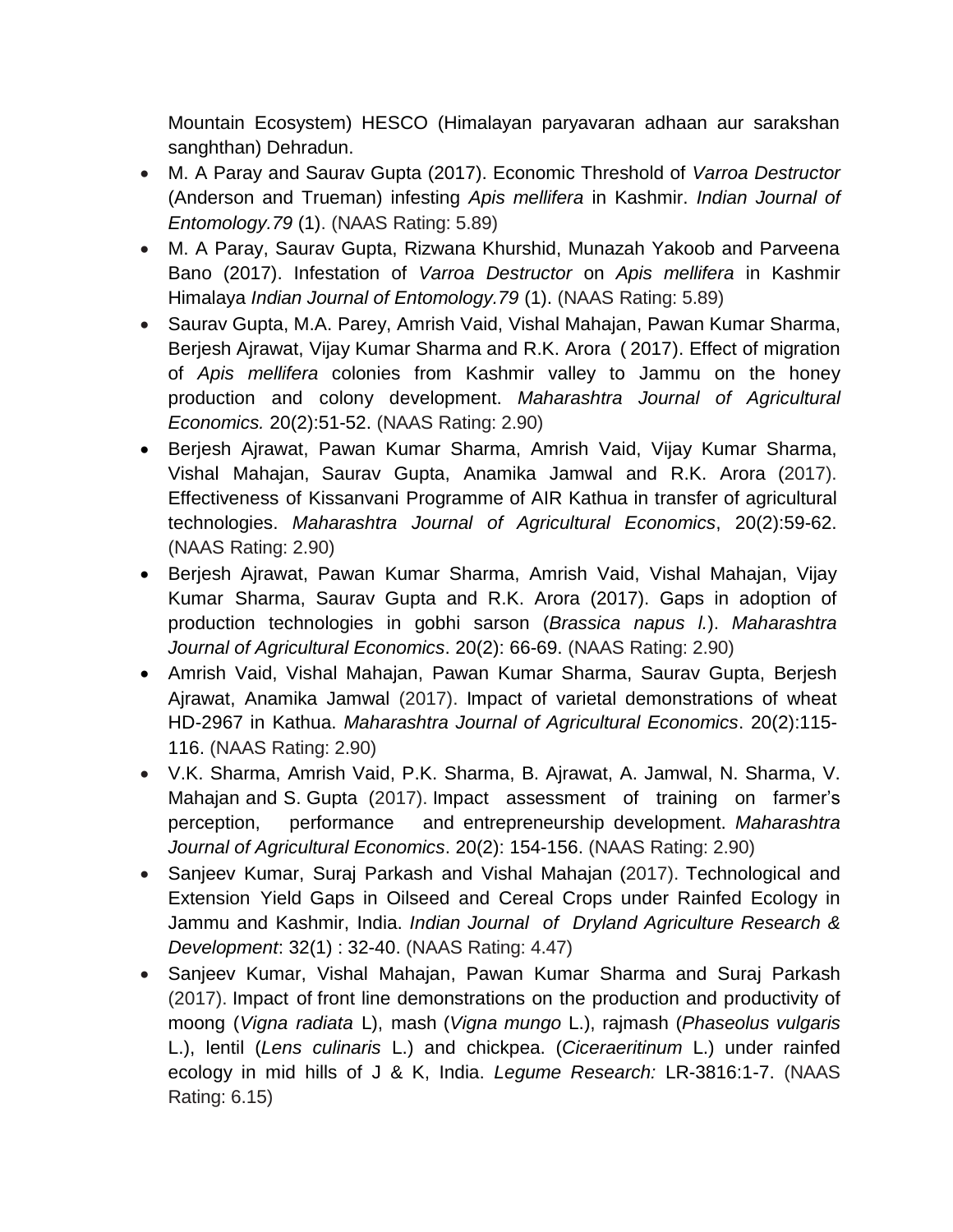Mountain Ecosystem) HESCO (Himalayan paryavaran adhaan aur sarakshan sanghthan) Dehradun.

- M. A Paray and Saurav Gupta (2017). Economic Threshold of *Varroa Destructor* (Anderson and Trueman) infesting *Apis mellifera* in Kashmir. *Indian Journal of Entomology.79* (1). (NAAS Rating: 5.89)
- M. A Paray, Saurav Gupta, Rizwana Khurshid, Munazah Yakoob and Parveena Bano (2017). Infestation of *Varroa Destructor* on *Apis mellifera* in Kashmir Himalaya *Indian Journal of Entomology.79* (1). (NAAS Rating: 5.89)
- Saurav Gupta, M.A. Parey, Amrish Vaid, Vishal Mahajan, Pawan Kumar Sharma, Berjesh Ajrawat, Vijay Kumar Sharma and R.K. Arora ( 2017). Effect of migration of *Apis mellifera* colonies from Kashmir valley to Jammu on the honey production and colony development. *Maharashtra Journal of Agricultural Economics.* 20(2):51-52. (NAAS Rating: 2.90)
- Berjesh Ajrawat, Pawan Kumar Sharma, Amrish Vaid, Vijay Kumar Sharma, Vishal Mahajan, Saurav Gupta, Anamika Jamwal and R.K. Arora (2017). Effectiveness of Kissanvani Programme of AIR Kathua in transfer of agricultural technologies. *Maharashtra Journal of Agricultural Economics*, 20(2):59-62. (NAAS Rating: 2.90)
- Berjesh Ajrawat, Pawan Kumar Sharma, Amrish Vaid, Vishal Mahajan, Vijay Kumar Sharma, Saurav Gupta and R.K. Arora (2017). Gaps in adoption of production technologies in gobhi sarson (*Brassica napus l.*). *Maharashtra Journal of Agricultural Economics*. 20(2): 66-69. (NAAS Rating: 2.90)
- Amrish Vaid, Vishal Mahajan, Pawan Kumar Sharma, Saurav Gupta, Berjesh Ajrawat, Anamika Jamwal (2017). Impact of varietal demonstrations of wheat HD-2967 in Kathua. *Maharashtra Journal of Agricultural Economics*. 20(2):115-116. (NAAS Rating: 2.90)
- V.K. Sharma, Amrish Vaid, P.K. Sharma, B. Ajrawat, A. Jamwal, N. Sharma, V. Mahajan and S. Gupta (2017). Impact assessment of training on farmer's perception, performance and entrepreneurship development. *Maharashtra Journal of Agricultural Economics*. 20(2): 154-156. (NAAS Rating: 2.90)
- Sanjeev Kumar, Suraj Parkash and Vishal Mahajan (2017). Technological and Extension Yield Gaps in Oilseed and Cereal Crops under Rainfed Ecology in Jammu and Kashmir, India. *Indian Journal of Dryland Agriculture Research & Development*: 32(1) : 32-40. (NAAS Rating: 4.47)
- Sanjeev Kumar, Vishal Mahajan, Pawan Kumar Sharma and Suraj Parkash (2017). Impact of front line demonstrations on the production and productivity of moong (*Vigna radiata* L), mash (*Vigna mungo* L.), rajmash (*Phaseolus vulgaris* L.), lentil (*Lens culinaris* L.) and chickpea. (*Ciceraeritinum* L.) under rainfed ecology in mid hills of J & K, India. *Legume Research:* LR-3816:1-7. (NAAS Rating: 6.15)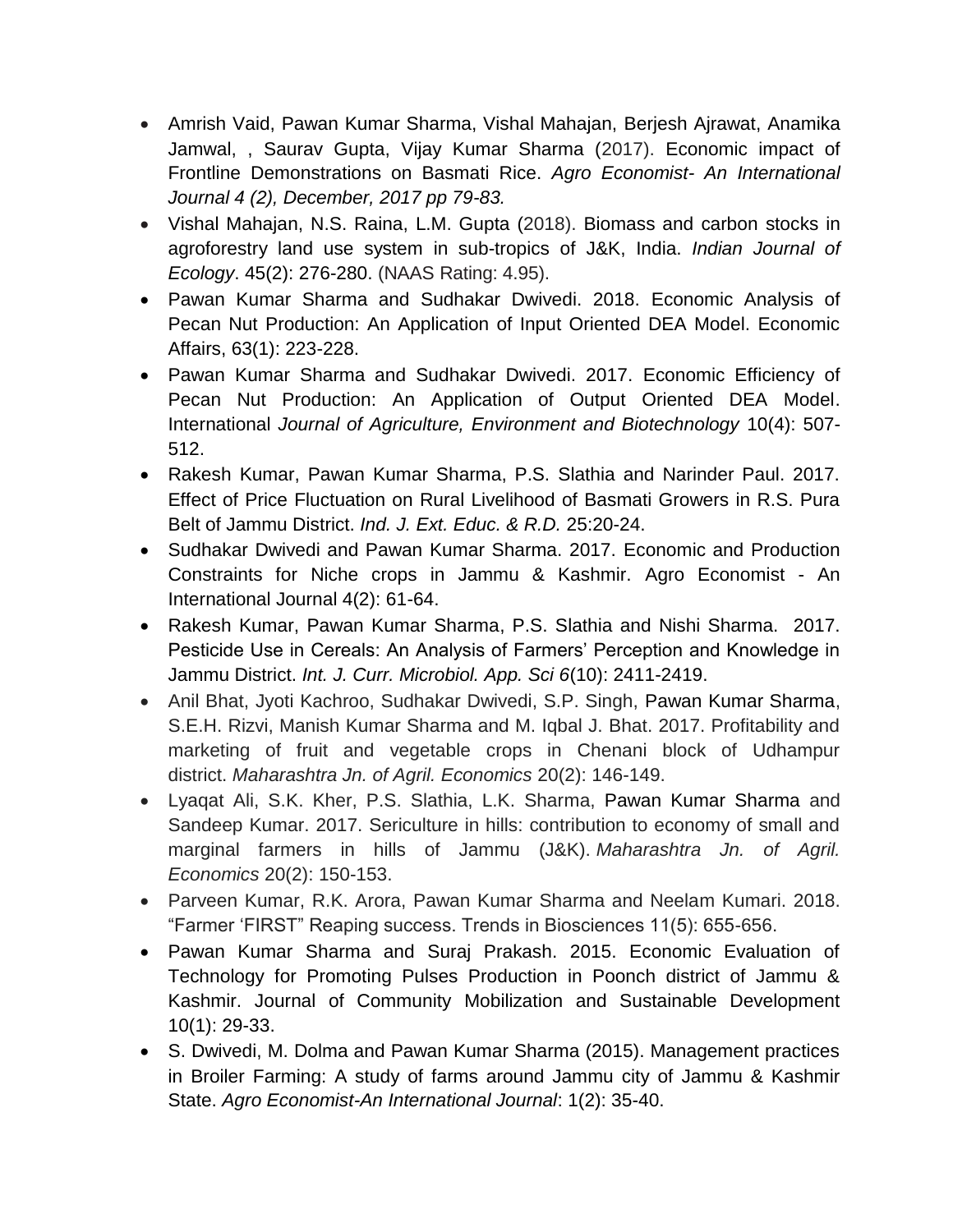- Amrish Vaid, Pawan Kumar Sharma, Vishal Mahajan, Berjesh Ajrawat, Anamika Jamwal, , Saurav Gupta, Vijay Kumar Sharma (2017). Economic impact of Frontline Demonstrations on Basmati Rice. *Agro Economist- An International Journal 4 (2), December, 2017 pp 79-83.*
- Vishal Mahajan, N.S. Raina, L.M. Gupta (2018). Biomass and carbon stocks in agroforestry land use system in sub-tropics of J&K, India. *Indian Journal of Ecology*. 45(2): 276-280. (NAAS Rating: 4.95).
- Pawan Kumar Sharma and Sudhakar Dwivedi. 2018. Economic Analysis of Pecan Nut Production: An Application of Input Oriented DEA Model. Economic Affairs, 63(1): 223-228.
- Pawan Kumar Sharma and Sudhakar Dwivedi. 2017. Economic Efficiency of Pecan Nut Production: An Application of Output Oriented DEA Model. International *Journal of Agriculture, Environment and Biotechnology* 10(4): 507-512.
- Rakesh Kumar, Pawan Kumar Sharma, P.S. Slathia and Narinder Paul. 2017. Effect of Price Fluctuation on Rural Livelihood of Basmati Growers in R.S. Pura Belt of Jammu District. *Ind. J. Ext. Educ. & R.D.* 25:20-24.
- Sudhakar Dwivedi and Pawan Kumar Sharma. 2017. Economic and Production Constraints for Niche crops in Jammu & Kashmir. Agro Economist - An International Journal 4(2): 61-64.
- Rakesh Kumar, Pawan Kumar Sharma, P.S. Slathia and Nishi Sharma. 2017. Pesticide Use in Cereals: An Analysis of Farmers' Perception and Knowledge in Jammu District. *Int. J. Curr. Microbiol. App. Sci 6*(10): 2411-2419.
- Anil Bhat, Jyoti Kachroo, Sudhakar Dwivedi, S.P. Singh, Pawan Kumar Sharma, S.E.H. Rizvi, Manish Kumar Sharma and M. Iqbal J. Bhat. 2017. Profitability and marketing of fruit and vegetable crops in Chenani block of Udhampur district. *Maharashtra Jn. of Agril. Economics* 20(2): 146-149.
- Lyaqat Ali, S.K. Kher, P.S. Slathia, L.K. Sharma, Pawan Kumar Sharma and Sandeep Kumar. 2017. Sericulture in hills: contribution to economy of small and marginal farmers in hills of Jammu (J&K). *Maharashtra Jn. of Agril. Economics* 20(2): 150-153.
- Parveen Kumar, R.K. Arora, Pawan Kumar Sharma and Neelam Kumari. 2018. "Farmer 'FIRST" Reaping success. Trends in Biosciences 11(5): 655-656.
- Pawan Kumar Sharma and Suraj Prakash. 2015. Economic Evaluation of Technology for Promoting Pulses Production in Poonch district of Jammu & Kashmir. Journal of Community Mobilization and Sustainable Development 10(1): 29-33.
- S. Dwivedi, M. Dolma and Pawan Kumar Sharma (2015). Management practices in Broiler Farming: A study of farms around Jammu city of Jammu & Kashmir State. *Agro Economist-An International Journal*: 1(2): 35-40.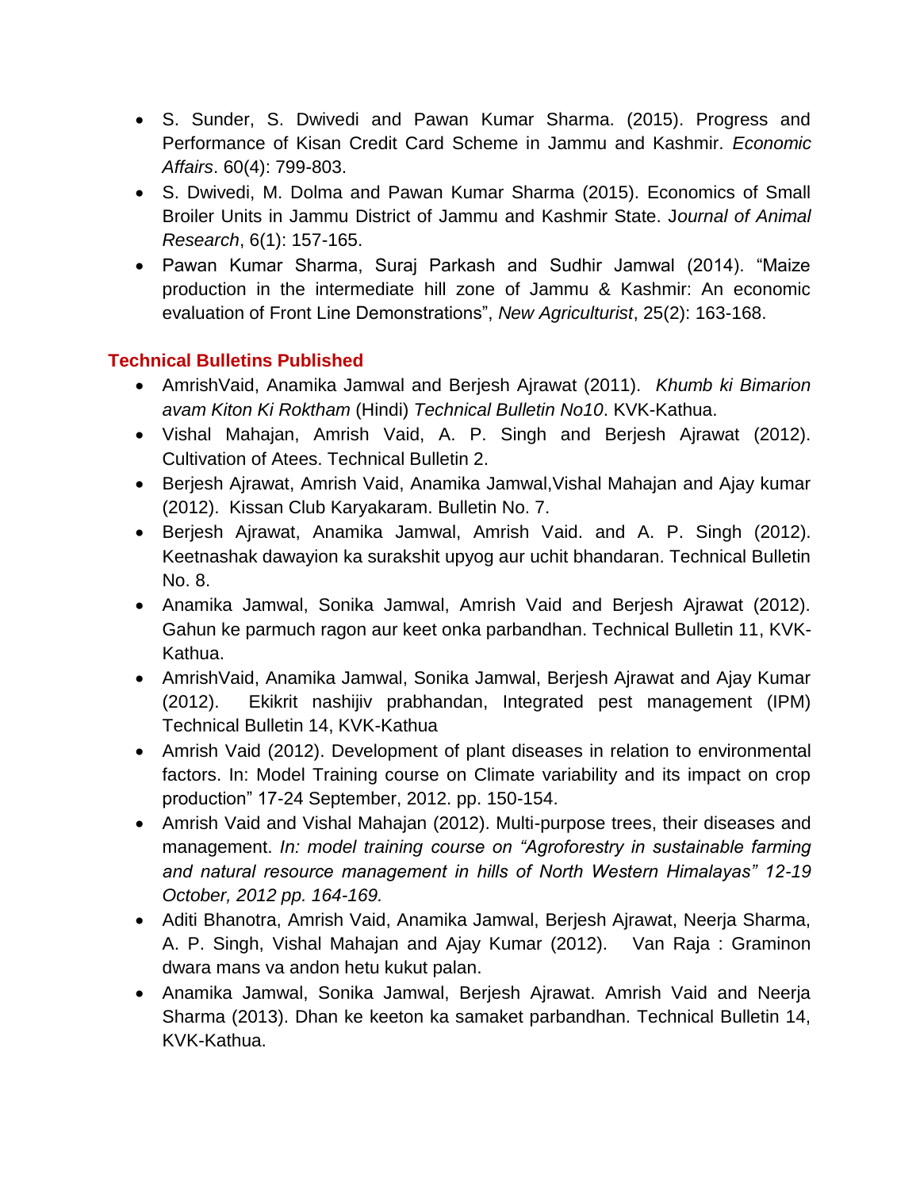- S. Sunder, S. Dwivedi and Pawan Kumar Sharma. (2015). Progress and Performance of Kisan Credit Card Scheme in Jammu and Kashmir. *Economic Affairs*. 60(4): 799-803.
- S. Dwivedi, M. Dolma and Pawan Kumar Sharma (2015). Economics of Small Broiler Units in Jammu District of Jammu and Kashmir State. J*ournal of Animal Research*, 6(1): 157-165.
- Pawan Kumar Sharma, Suraj Parkash and Sudhir Jamwal (2014). "Maize production in the intermediate hill zone of Jammu & Kashmir: An economic evaluation of Front Line Demonstrations", *New Agriculturist*, 25(2): 163-168.

## Technical Bulletins Published

- AmrishVaid, Anamika Jamwal and Berjesh Ajrawat (2011). *Khumb ki Bimarion avam Kiton Ki Roktham* (Hindi) *Technical Bulletin No10*. KVK-Kathua.
- Vishal Mahajan, Amrish Vaid, A. P. Singh and Berjesh Ajrawat (2012). Cultivation of Atees. Technical Bulletin 2.
- Berjesh Ajrawat, Amrish Vaid, Anamika Jamwal,Vishal Mahajan and Ajay kumar (2012). Kissan Club Karyakaram. Bulletin No. 7.
- Berjesh Ajrawat, Anamika Jamwal, Amrish Vaid. and A. P. Singh (2012). Keetnashak dawayion ka surakshit upyog aur uchit bhandaran. Technical Bulletin No. 8.
- Anamika Jamwal, Sonika Jamwal, Amrish Vaid and Berjesh Ajrawat (2012). Gahun ke parmuch ragon aur keet onka parbandhan. Technical Bulletin 11, KVK-Kathua.
- AmrishVaid, Anamika Jamwal, Sonika Jamwal, Berjesh Ajrawat and Ajay Kumar (2012). Ekikrit nashijiv prabhandan, Integrated pest management (IPM) Technical Bulletin 14, KVK-Kathua
- Amrish Vaid (2012). Development of plant diseases in relation to environmental factors. In: Model Training course on Climate variability and its impact on crop production" 17-24 September, 2012. pp. 150-154.
- Amrish Vaid and Vishal Mahajan (2012). Multi-purpose trees, their diseases and management. *In: model training course on "Agroforestry in sustainable farming and natural resource management in hills of North Western Himalayas" 12-19 October, 2012 pp. 164-169.*
- Aditi Bhanotra, Amrish Vaid, Anamika Jamwal, Berjesh Ajrawat, Neerja Sharma, A. P. Singh, Vishal Mahajan and Ajay Kumar (2012). Van Raja : Graminon dwara mans va andon hetu kukut palan.
- Anamika Jamwal, Sonika Jamwal, Berjesh Ajrawat. Amrish Vaid and Neerja Sharma (2013). Dhan ke keeton ka samaket parbandhan. Technical Bulletin 14, KVK-Kathua.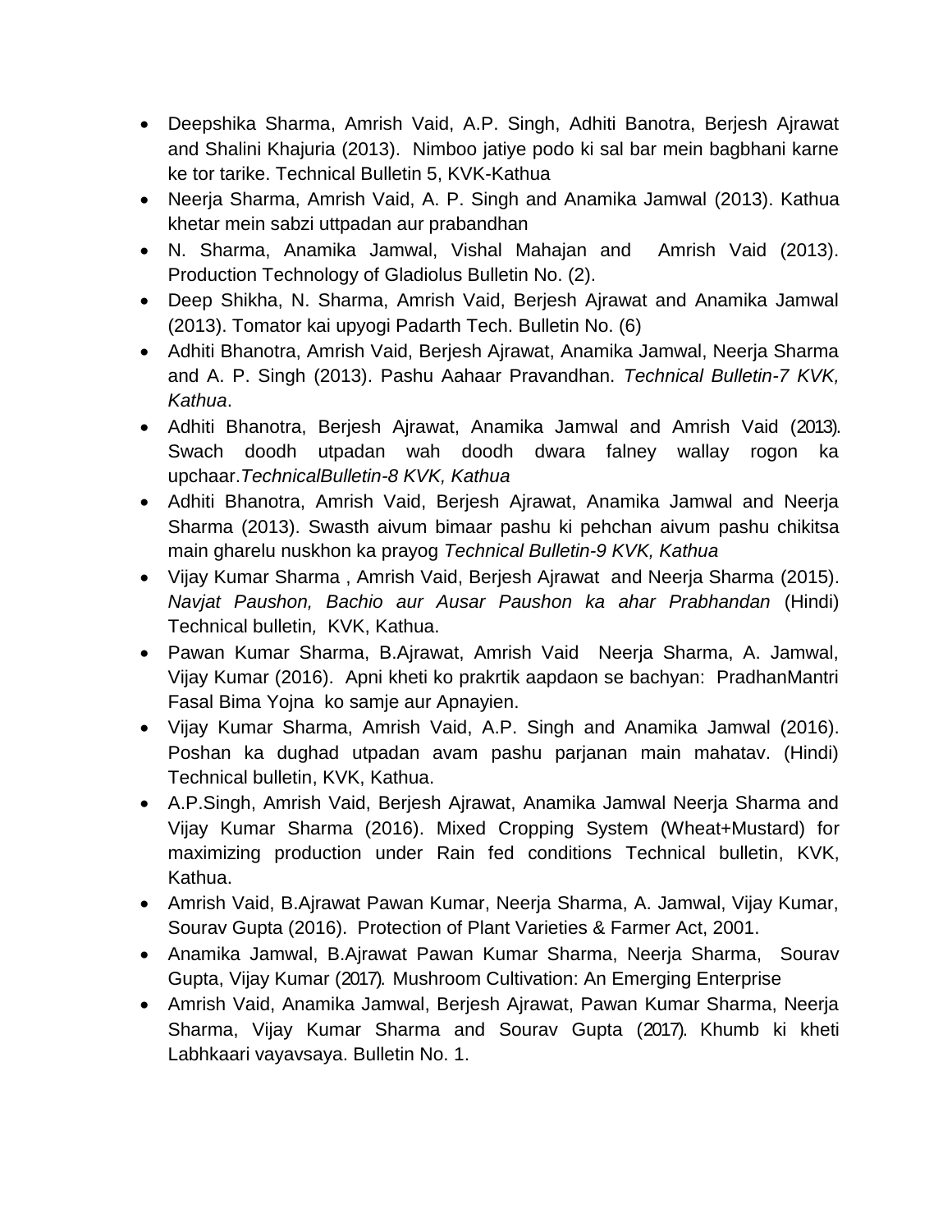- Deepshika Sharma, Amrish Vaid, A.P. Singh, Adhiti Banotra, Berjesh Ajrawat and Shalini Khajuria (2013). Nimboo jatiye podo ki sal bar mein bagbhani karne ke tor tarike. Technical Bulletin 5, KVK-Kathua
- Neerja Sharma, Amrish Vaid, A. P. Singh and Anamika Jamwal (2013). Kathua khetar mein sabzi uttpadan aur prabandhan
- N. Sharma, Anamika Jamwal, Vishal Mahajan and Amrish Vaid (2013). Production Technology of Gladiolus Bulletin No. (2).
- Deep Shikha, N. Sharma, Amrish Vaid, Berjesh Ajrawat and Anamika Jamwal (2013). Tomator kai upyogi Padarth Tech. Bulletin No. (6)
- Adhiti Bhanotra, Amrish Vaid, Berjesh Ajrawat, Anamika Jamwal, Neerja Sharma and A. P. Singh (2013). Pashu Aahaar Pravandhan. *Technical Bulletin-7 KVK, Kathua*.
- Adhiti Bhanotra, Berjesh Ajrawat, Anamika Jamwal and Amrish Vaid (2013). Swach doodh utpadan wah doodh dwara falney wallay rogon ka upchaar.*TechnicalBulletin-8 KVK, Kathua*
- Adhiti Bhanotra, Amrish Vaid, Berjesh Ajrawat, Anamika Jamwal and Neerja Sharma (2013). Swasth aivum bimaar pashu ki pehchan aivum pashu chikitsa main gharelu nuskhon ka prayog *Technical Bulletin-9 KVK, Kathua*
- Vijay Kumar Sharma , Amrish Vaid, Berjesh Ajrawat and Neerja Sharma (2015). *Navjat Paushon, Bachio aur Ausar Paushon ka ahar Prabhandan* (Hindi) Technical bulletin*,* KVK, Kathua.
- Pawan Kumar Sharma, B.Ajrawat, Amrish Vaid Neerja Sharma, A. Jamwal, Vijay Kumar (2016). Apni kheti ko prakrtik aapdaon se bachyan: PradhanMantri Fasal Bima Yojna ko samje aur Apnayien.
- Vijay Kumar Sharma, Amrish Vaid, A.P. Singh and Anamika Jamwal (2016). Poshan ka dughad utpadan avam pashu parjanan main mahatav. (Hindi) Technical bulletin, KVK, Kathua.
- A.P.Singh, Amrish Vaid, Berjesh Ajrawat, Anamika Jamwal Neerja Sharma and Vijay Kumar Sharma (2016). Mixed Cropping System (Wheat+Mustard) for maximizing production under Rain fed conditions Technical bulletin, KVK, Kathua.
- Amrish Vaid, B.Ajrawat Pawan Kumar, Neerja Sharma, A. Jamwal, Vijay Kumar, Sourav Gupta (2016). Protection of Plant Varieties & Farmer Act, 2001.
- Anamika Jamwal, B.Ajrawat Pawan Kumar Sharma, Neerja Sharma, Sourav Gupta, Vijay Kumar (2017). Mushroom Cultivation: An Emerging Enterprise
- Amrish Vaid, Anamika Jamwal, Berjesh Ajrawat, Pawan Kumar Sharma, Neerja Sharma, Vijay Kumar Sharma and Sourav Gupta (2017). Khumb ki kheti Labhkaari vayavsaya. Bulletin No. 1.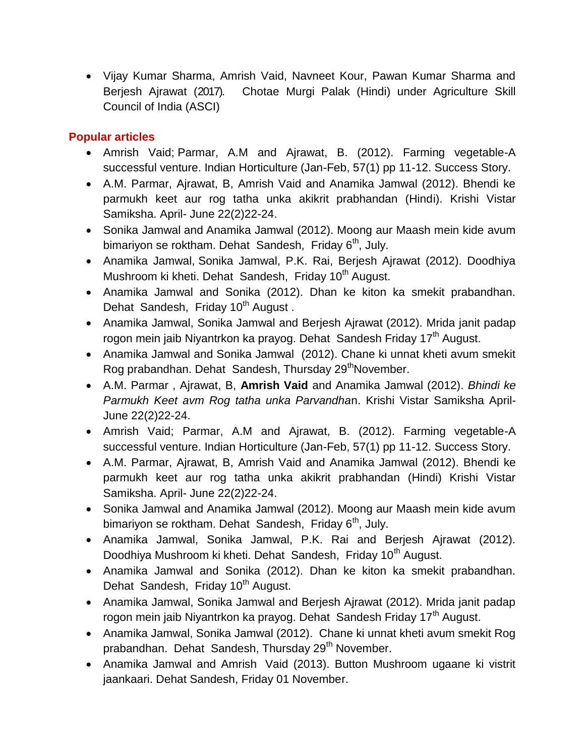- Vijay Kumar Sharma, Amrish Vaid, Navneet Kour, Pawan Kumar Sharma and Berjesh Ajrawat (2017). Chotae Murgi Palak (Hindi) under Agriculture Skill Council of India (ASCI)

## Popular articles

- Amrish Vaid; Parmar, A.M and Ajrawat, B. (2012). Farming vegetable-A successful venture. Indian Horticulture (Jan-Feb, 57(1) pp 11-12. Success Story.
- A.M. Parmar, Ajrawat, B, Amrish Vaid and Anamika Jamwal (2012). Bhendi ke parmukh keet aur rog tatha unka akikrit prabhandan (Hindi). Krishi Vistar Samiksha. April- June 22(2)22-24.
- Sonika Jamwal and Anamika Jamwal (2012). Moong aur Maash mein kide avum bimariyon se roktham. Dehat Sandesh, Friday 6th, July.
- Anamika Jamwal, Sonika Jamwal, P.K. Rai, Berjesh Ajrawat (2012). Doodhiya Mushroom ki kheti. Dehat Sandesh, Friday 10th August.
- Anamika Jamwal and Sonika (2012). Dhan ke kiton ka smekit prabandhan. Dehat Sandesh, Friday 10th August .
- Anamika Jamwal, Sonika Jamwal and Berjesh Ajrawat (2012). Mrida janit padap rogon mein jaib Niyantrkon ka prayog. Dehat Sandesh Friday 17th August.
- Anamika Jamwal and Sonika Jamwal (2012). Chane ki unnat kheti avum smekit Rog prabandhan. Dehat Sandesh, Thursday 29thNovember.
- A.M. Parmar , Ajrawat, B, **Amrish Vaid** and Anamika Jamwal (2012). *Bhindi ke Parmukh Keet avm Rog tatha unka Parvandha*n. Krishi Vistar Samiksha April-June 22(2)22-24.
- Amrish Vaid; Parmar, A.M and Ajrawat, B. (2012). Farming vegetable-A successful venture. Indian Horticulture (Jan-Feb, 57(1) pp 11-12. Success Story.
- A.M. Parmar, Ajrawat, B, Amrish Vaid and Anamika Jamwal (2012). Bhendi ke parmukh keet aur rog tatha unka akikrit prabhandan (Hindi) Krishi Vistar Samiksha. April- June 22(2)22-24.
- Sonika Jamwal and Anamika Jamwal (2012). Moong aur Maash mein kide avum bimariyon se roktham. Dehat Sandesh, Friday 6th, July.
- Anamika Jamwal, Sonika Jamwal, P.K. Rai and Berjesh Ajrawat (2012). Doodhiya Mushroom ki kheti. Dehat Sandesh, Friday 10th August.
- Anamika Jamwal and Sonika (2012). Dhan ke kiton ka smekit prabandhan. Dehat Sandesh, Friday 10th August.
- Anamika Jamwal, Sonika Jamwal and Berjesh Ajrawat (2012). Mrida janit padap rogon mein jaib Niyantrkon ka prayog. Dehat Sandesh Friday 17th August.
- Anamika Jamwal, Sonika Jamwal (2012). Chane ki unnat kheti avum smekit Rog prabandhan. Dehat Sandesh, Thursday 29th November.
- Anamika Jamwal and Amrish Vaid (2013). Button Mushroom ugaane ki vistrit jaankaari. Dehat Sandesh, Friday 01 November.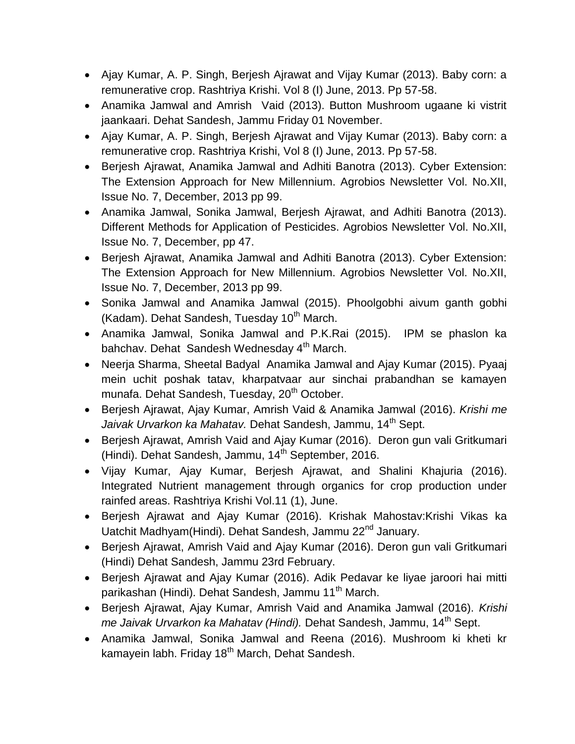- Ajay Kumar, A. P. Singh, Berjesh Ajrawat and Vijay Kumar (2013). Baby corn: a remunerative crop. Rashtriya Krishi. Vol 8 (I) June, 2013. Pp 57-58.
- Anamika Jamwal and Amrish Vaid (2013). Button Mushroom ugaane ki vistrit jaankaari. Dehat Sandesh, Jammu Friday 01 November.
- Ajay Kumar, A. P. Singh, Berjesh Ajrawat and Vijay Kumar (2013). Baby corn: a remunerative crop. Rashtriya Krishi, Vol 8 (I) June, 2013. Pp 57-58.
- Berjesh Ajrawat, Anamika Jamwal and Adhiti Banotra (2013). Cyber Extension: The Extension Approach for New Millennium. Agrobios Newsletter Vol. No.XII, Issue No. 7, December, 2013 pp 99.
- Anamika Jamwal, Sonika Jamwal, Berjesh Ajrawat, and Adhiti Banotra (2013). Different Methods for Application of Pesticides. Agrobios Newsletter Vol. No.XII, Issue No. 7, December, pp 47.
- Berjesh Ajrawat, Anamika Jamwal and Adhiti Banotra (2013). Cyber Extension: The Extension Approach for New Millennium. Agrobios Newsletter Vol. No.XII, Issue No. 7, December, 2013 pp 99.
- Sonika Jamwal and Anamika Jamwal (2015). Phoolgobhi aivum ganth gobhi (Kadam). Dehat Sandesh, Tuesday 10th March.
- Anamika Jamwal, Sonika Jamwal and P.K.Rai (2015). IPM se phaslon ka bahchav. Dehat Sandesh Wednesday 4th March.
- Neerja Sharma, Sheetal Badyal Anamika Jamwal and Ajay Kumar (2015). Pyaaj mein uchit poshak tatav, kharpatvaar aur sinchai prabandhan se kamayen munafa. Dehat Sandesh, Tuesday, 20th October.
- Berjesh Ajrawat, Ajay Kumar, Amrish Vaid & Anamika Jamwal (2016). *Krishi me Jaivak Urvarkon ka Mahatav.* Dehat Sandesh, Jammu, 14th Sept.
- Berjesh Ajrawat, Amrish Vaid and Ajay Kumar (2016). Deron gun vali Gritkumari (Hindi). Dehat Sandesh, Jammu, 14th September, 2016.
- Vijay Kumar, Ajay Kumar, Berjesh Ajrawat, and Shalini Khajuria (2016). Integrated Nutrient management through organics for crop production under rainfed areas. Rashtriya Krishi Vol.11 (1), June.
- Berjesh Ajrawat and Ajay Kumar (2016). Krishak Mahostav:Krishi Vikas ka Uatchit Madhyam(Hindi). Dehat Sandesh, Jammu 22nd January.
- Berjesh Ajrawat, Amrish Vaid and Ajay Kumar (2016). Deron gun vali Gritkumari (Hindi) Dehat Sandesh, Jammu 23rd February.
- Berjesh Ajrawat and Ajay Kumar (2016). Adik Pedavar ke liyae jaroori hai mitti parikashan (Hindi). Dehat Sandesh, Jammu 11th March.
- Berjesh Ajrawat, Ajay Kumar, Amrish Vaid and Anamika Jamwal (2016). *Krishi me Jaivak Urvarkon ka Mahatav (Hindi).* Dehat Sandesh, Jammu, 14th Sept.
- Anamika Jamwal, Sonika Jamwal and Reena (2016). Mushroom ki kheti kr kamayein labh. Friday 18th March, Dehat Sandesh.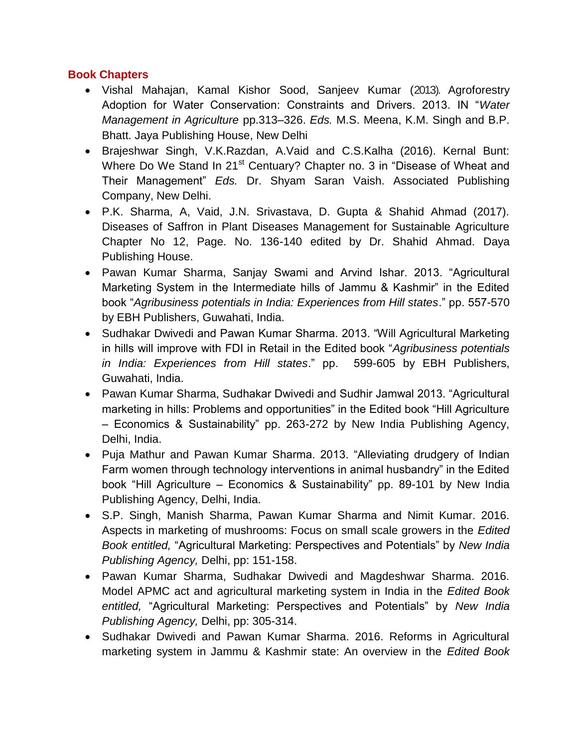## Book Chapters

- Vishal Mahajan, Kamal Kishor Sood, Sanjeev Kumar (2013). Agroforestry Adoption for Water Conservation: Constraints and Drivers. 2013. IN "*Water Management in Agriculture* pp.313–326. *Eds.* M.S. Meena, K.M. Singh and B.P. Bhatt. Jaya Publishing House, New Delhi
- Brajeshwar Singh, V.K.Razdan, A.Vaid and C.S.Kalha (2016). Kernal Bunt: Where Do We Stand In 21st Centuary? Chapter no. 3 in "Disease of Wheat and Their Management" *Eds.* Dr. Shyam Saran Vaish. Associated Publishing Company, New Delhi.
- P.K. Sharma, A, Vaid, J.N. Srivastava, D. Gupta & Shahid Ahmad (2017). Diseases of Saffron in Plant Diseases Management for Sustainable Agriculture Chapter No 12, Page. No. 136-140 edited by Dr. Shahid Ahmad. Daya Publishing House.
- Pawan Kumar Sharma, Sanjay Swami and Arvind Ishar. 2013. "Agricultural Marketing System in the Intermediate hills of Jammu & Kashmir" in the Edited book "*Agribusiness potentials in India: Experiences from Hill states*." pp. 557-570 by EBH Publishers, Guwahati, India.
- Sudhakar Dwivedi and Pawan Kumar Sharma. 2013. "Will Agricultural Marketing in hills will improve with FDI in Retail in the Edited book "*Agribusiness potentials in India: Experiences from Hill states*." pp. 599-605 by EBH Publishers, Guwahati, India.
- Pawan Kumar Sharma, Sudhakar Dwivedi and Sudhir Jamwal 2013. "Agricultural marketing in hills: Problems and opportunities" in the Edited book "Hill Agriculture – Economics & Sustainability" pp. 263-272 by New India Publishing Agency, Delhi, India.
- Puja Mathur and Pawan Kumar Sharma. 2013. "Alleviating drudgery of Indian Farm women through technology interventions in animal husbandry" in the Edited book "Hill Agriculture – Economics & Sustainability" pp. 89-101 by New India Publishing Agency, Delhi, India.
- S.P. Singh, Manish Sharma, Pawan Kumar Sharma and Nimit Kumar. 2016. Aspects in marketing of mushrooms: Focus on small scale growers in the *Edited Book entitled,* "Agricultural Marketing: Perspectives and Potentials" by *New India Publishing Agency,* Delhi, pp: 151-158.
- Pawan Kumar Sharma, Sudhakar Dwivedi and Magdeshwar Sharma. 2016. Model APMC act and agricultural marketing system in India in the *Edited Book entitled,* "Agricultural Marketing: Perspectives and Potentials" by *New India Publishing Agency,* Delhi, pp: 305-314.
- Sudhakar Dwivedi and Pawan Kumar Sharma. 2016. Reforms in Agricultural marketing system in Jammu & Kashmir state: An overview in the *Edited Book*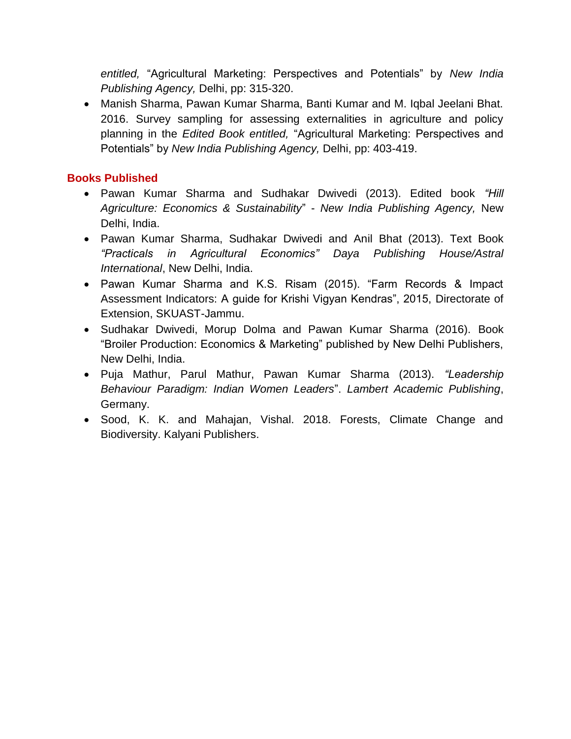*entitled,* "Agricultural Marketing: Perspectives and Potentials" by *New India Publishing Agency,* Delhi, pp: 315-320.

- Manish Sharma, Pawan Kumar Sharma, Banti Kumar and M. Iqbal Jeelani Bhat. 2016. Survey sampling for assessing externalities in agriculture and policy planning in the *Edited Book entitled,* "Agricultural Marketing: Perspectives and Potentials" by *New India Publishing Agency,* Delhi, pp: 403-419.

## Books Published

- Pawan Kumar Sharma and Sudhakar Dwivedi (2013). Edited book *"Hill Agriculture: Economics & Sustainability*" - *New India Publishing Agency,* New Delhi, India.
- Pawan Kumar Sharma, Sudhakar Dwivedi and Anil Bhat (2013). Text Book *"Practicals in Agricultural Economics" Daya Publishing House/Astral International*, New Delhi, India.
- Pawan Kumar Sharma and K.S. Risam (2015). "Farm Records & Impact Assessment Indicators: A guide for Krishi Vigyan Kendras", 2015, Directorate of Extension, SKUAST-Jammu.
- Sudhakar Dwivedi, Morup Dolma and Pawan Kumar Sharma (2016). Book "Broiler Production: Economics & Marketing" published by New Delhi Publishers, New Delhi, India.
- Puja Mathur, Parul Mathur, Pawan Kumar Sharma (2013). *"Leadership Behaviour Paradigm: Indian Women Leaders*". *Lambert Academic Publishing*, Germany.
- Sood, K. K. and Mahajan, Vishal. 2018. Forests, Climate Change and Biodiversity. Kalyani Publishers.